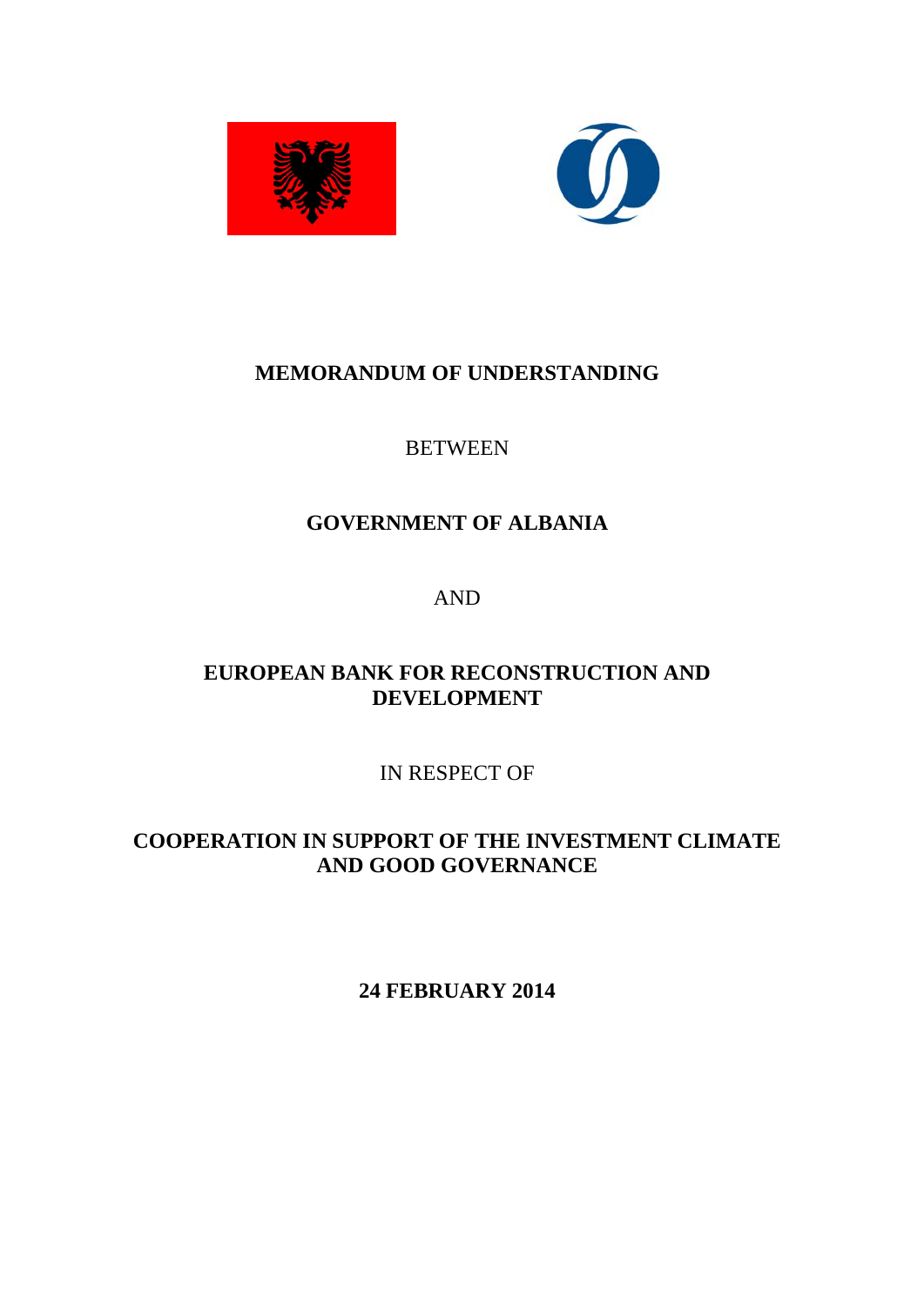# MEMORANDUM OF UNDERSTANDING

BETWEEN

## GOVERNMENT OF ALBANIA

AND

## EUROPEAN BANK FOR RECONSTRUCTION AND DEVELOPMENT

IN RESPECT OF

## COOPERATION IN SUPPORT OF THE INVESTMENT CLIMATE AND GOOD GOVERNANCE

**24 FEBRUARY 2014**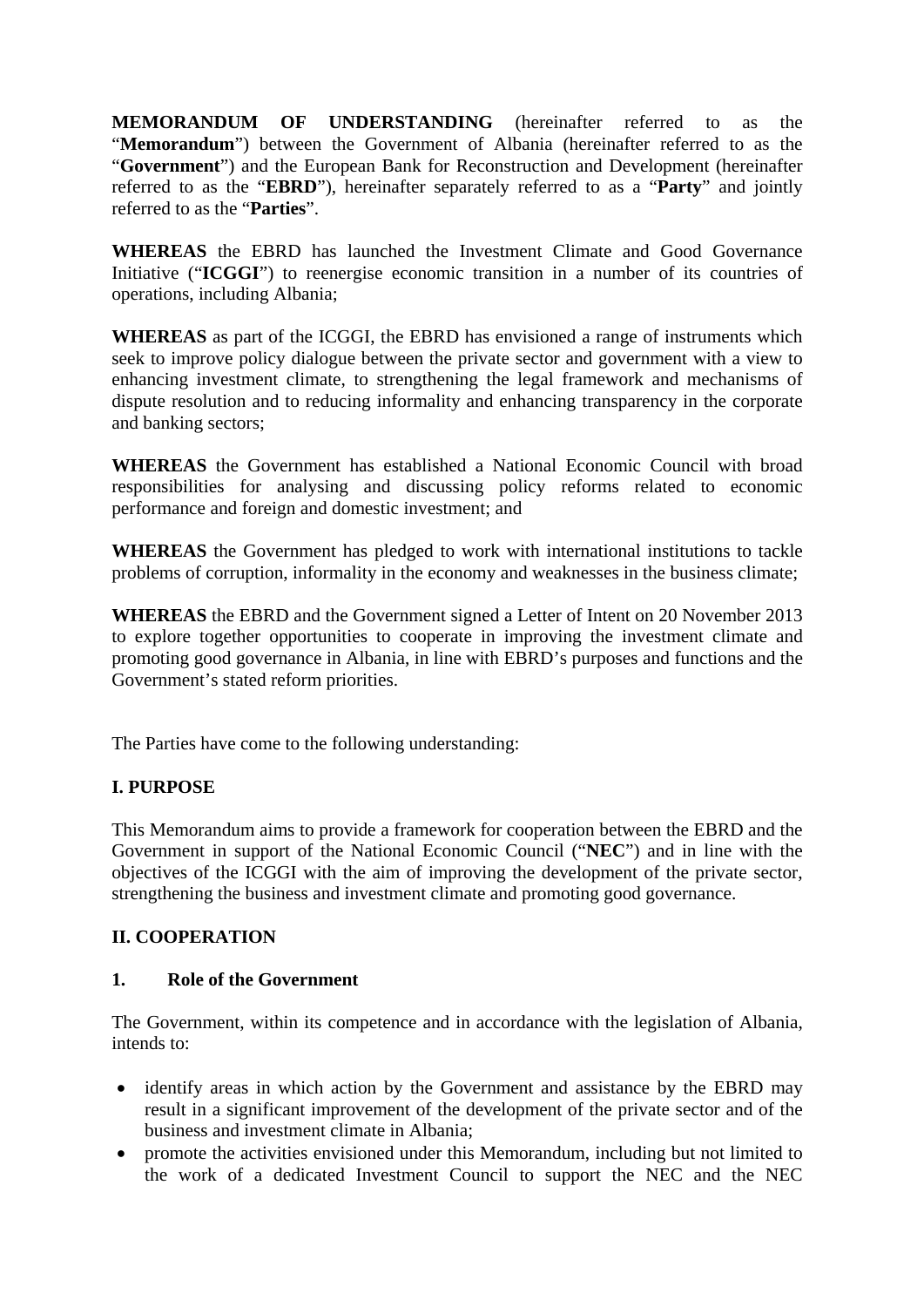**MEMORANDUM OF UNDERSTANDING** (hereinafter referred to as the "**Memorandum**") between the Government of Albania (hereinafter referred to as the "**Government**") and the European Bank for Reconstruction and Development (hereinafter referred to as the "**EBRD**"), hereinafter separately referred to as a "**Party**" and jointly referred to as the "**Parties**".

**WHEREAS** the EBRD has launched the Investment Climate and Good Governance Initiative ("**ICGGI**") to reenergise economic transition in a number of its countries of operations, including Albania;

**WHEREAS** as part of the ICGGI, the EBRD has envisioned a range of instruments which seek to improve policy dialogue between the private sector and government with a view to enhancing investment climate, to strengthening the legal framework and mechanisms of dispute resolution and to reducing informality and enhancing transparency in the corporate and banking sectors;

**WHEREAS** the Government has established a National Economic Council with broad responsibilities for analysing and discussing policy reforms related to economic performance and foreign and domestic investment; and

**WHEREAS** the Government has pledged to work with international institutions to tackle problems of corruption, informality in the economy and weaknesses in the business climate;

**WHEREAS** the EBRD and the Government signed a Letter of Intent on 20 November 2013 to explore together opportunities to cooperate in improving the investment climate and promoting good governance in Albania, in line with EBRD's purposes and functions and the Government's stated reform priorities.

The Parties have come to the following understanding:

**I. PURPOSE**

This Memorandum aims to provide a framework for cooperation between the EBRD and the Government in support of the National Economic Council ("**NEC**") and in line with the objectives of the ICGGI with the aim of improving the development of the private sector, strengthening the business and investment climate and promoting good governance.

**II. COOPERATION**

**1. Role of the Government**

The Government, within its competence and in accordance with the legislation of Albania, intends to:

- identify areas in which action by the Government and assistance by the EBRD may result in a significant improvement of the development of the private sector and of the business and investment climate in Albania;
- promote the activities envisioned under this Memorandum, including but not limited to the work of a dedicated Investment Council to support the NEC and the NEC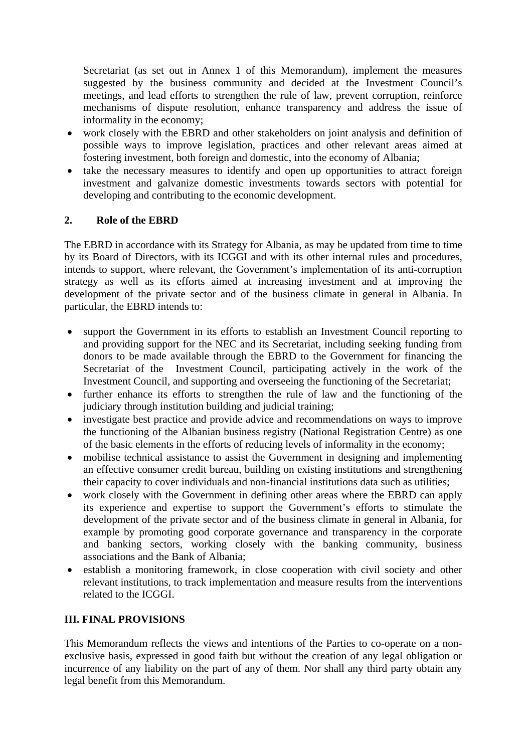Secretariat (as set out in Annex 1 of this Memorandum), implement the measures suggested by the business community and decided at the Investment Council's meetings, and lead efforts to strengthen the rule of law, prevent corruption, reinforce mechanisms of dispute resolution, enhance transparency and address the issue of informality in the economy;

- work closely with the EBRD and other stakeholders on joint analysis and definition of possible ways to improve legislation, practices and other relevant areas aimed at fostering investment, both foreign and domestic, into the economy of Albania;
- take the necessary measures to identify and open up opportunities to attract foreign investment and galvanize domestic investments towards sectors with potential for developing and contributing to the economic development.

## 2. Role of the EBRD

The EBRD in accordance with its Strategy for Albania, as may be updated from time to time by its Board of Directors, with its ICGGI and with its other internal rules and procedures, intends to support, where relevant, the Government's implementation of its anti-corruption strategy as well as its efforts aimed at increasing investment and at improving the development of the private sector and of the business climate in general in Albania. In particular, the EBRD intends to:

- support the Government in its efforts to establish an Investment Council reporting to and providing support for the NEC and its Secretariat, including seeking funding from donors to be made available through the EBRD to the Government for financing the Secretariat of the Investment Council, participating actively in the work of the Investment Council, and supporting and overseeing the functioning of the Secretariat;
- further enhance its efforts to strengthen the rule of law and the functioning of the judiciary through institution building and judicial training;
- investigate best practice and provide advice and recommendations on ways to improve the functioning of the Albanian business registry (National Registration Centre) as one of the basic elements in the efforts of reducing levels of informality in the economy;
- mobilise technical assistance to assist the Government in designing and implementing an effective consumer credit bureau, building on existing institutions and strengthening their capacity to cover individuals and non-financial institutions data such as utilities;
- work closely with the Government in defining other areas where the EBRD can apply its experience and expertise to support the Government's efforts to stimulate the development of the private sector and of the business climate in general in Albania, for example by promoting good corporate governance and transparency in the corporate and banking sectors, working closely with the banking community, business associations and the Bank of Albania;
- establish a monitoring framework, in close cooperation with civil society and other relevant institutions, to track implementation and measure results from the interventions related to the ICGGI.

## III. FINAL PROVISIONS

This Memorandum reflects the views and intentions of the Parties to co-operate on a non-exclusive basis, expressed in good faith but without the creation of any legal obligation or incurrence of any liability on the part of any of them. Nor shall any third party obtain any legal benefit from this Memorandum.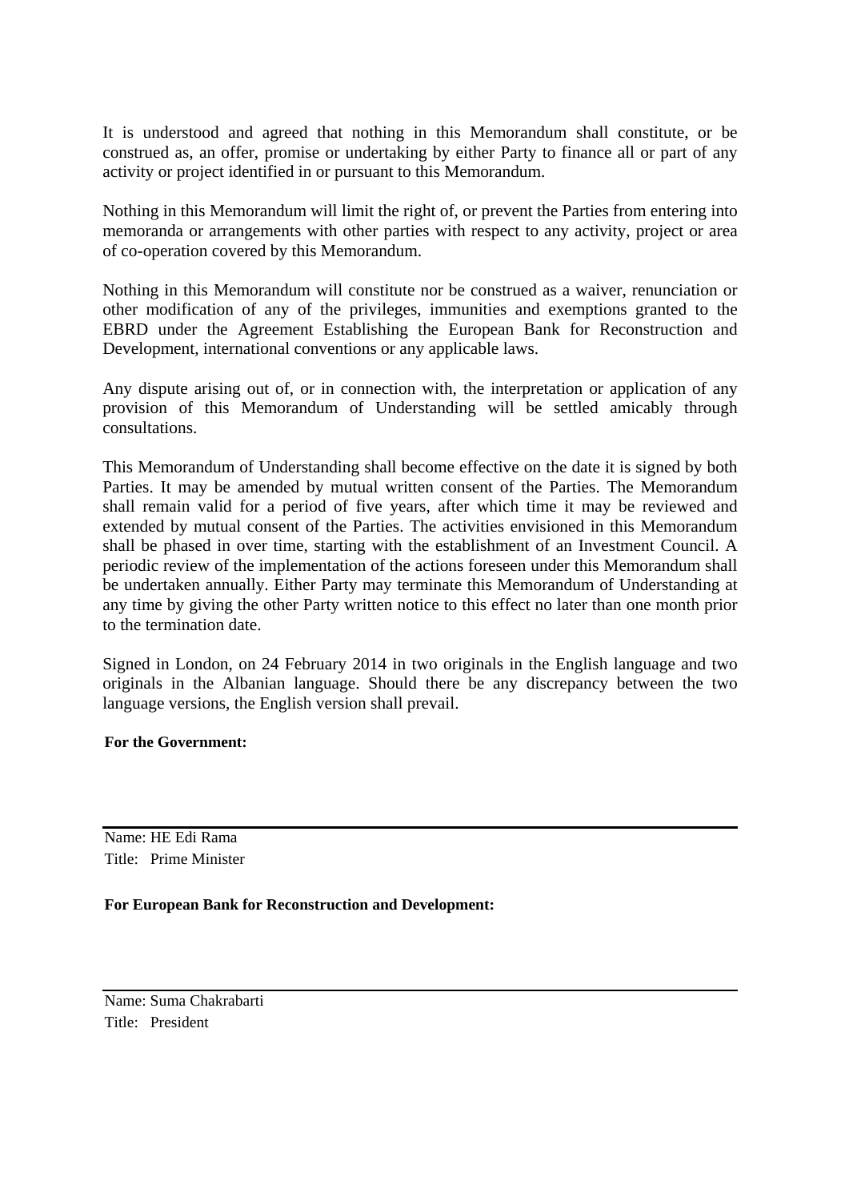It is understood and agreed that nothing in this Memorandum shall constitute, or be construed as, an offer, promise or undertaking by either Party to finance all or part of any activity or project identified in or pursuant to this Memorandum.

Nothing in this Memorandum will limit the right of, or prevent the Parties from entering into memoranda or arrangements with other parties with respect to any activity, project or area of co-operation covered by this Memorandum.

Nothing in this Memorandum will constitute nor be construed as a waiver, renunciation or other modification of any of the privileges, immunities and exemptions granted to the EBRD under the Agreement Establishing the European Bank for Reconstruction and Development, international conventions or any applicable laws.

Any dispute arising out of, or in connection with, the interpretation or application of any provision of this Memorandum of Understanding will be settled amicably through consultations.

This Memorandum of Understanding shall become effective on the date it is signed by both Parties. It may be amended by mutual written consent of the Parties. The Memorandum shall remain valid for a period of five years, after which time it may be reviewed and extended by mutual consent of the Parties. The activities envisioned in this Memorandum shall be phased in over time, starting with the establishment of an Investment Council. A periodic review of the implementation of the actions foreseen under this Memorandum shall be undertaken annually. Either Party may terminate this Memorandum of Understanding at any time by giving the other Party written notice to this effect no later than one month prior to the termination date.

Signed in London, on 24 February 2014 in two originals in the English language and two originals in the Albanian language. Should there be any discrepancy between the two language versions, the English version shall prevail.

**For the Government:**

---

Name: HE Edi Rama
Title: Prime Minister

**For European Bank for Reconstruction and Development:**

---

Name: Suma Chakrabarti
Title: President